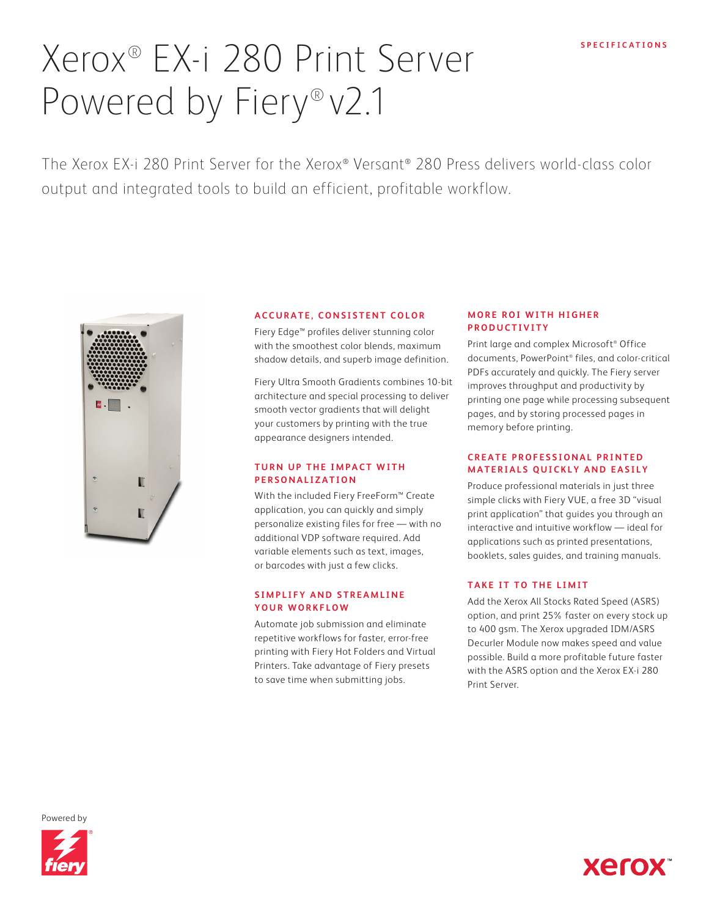SPECIFICATIONS

# Xerox® EX-i 280 Print Server Powered by Fiery® v2.1

The Xerox EX-i 280 Print Server for the Xerox® Versant® 280 Press delivers world-class color output and integrated tools to build an efficient, profitable workflow.

## ACCURATE, CONSISTENT COLOR

Fiery Edge™ profiles deliver stunning color with the smoothest color blends, maximum shadow details, and superb image definition.

Fiery Ultra Smooth Gradients combines 10-bit architecture and special processing to deliver smooth vector gradients that will delight your customers by printing with the true appearance designers intended.

## TURN UP THE IMPACT WITH PERSONALIZATION

With the included Fiery FreeForm™ Create application, you can quickly and simply personalize existing files for free — with no additional VDP software required. Add variable elements such as text, images, or barcodes with just a few clicks.

## SIMPLIFY AND STREAMLINE YOUR WORKFLOW

Automate job submission and eliminate repetitive workflows for faster, error-free printing with Fiery Hot Folders and Virtual Printers. Take advantage of Fiery presets to save time when submitting jobs.

## MORE ROI WITH HIGHER PRODUCTIVITY

Print large and complex Microsoft® Office documents, PowerPoint® files, and color-critical PDFs accurately and quickly. The Fiery server improves throughput and productivity by printing one page while processing subsequent pages, and by storing processed pages in memory before printing.

## CREATE PROFESSIONAL PRINTED MATERIALS QUICKLY AND EASILY

Produce professional materials in just three simple clicks with Fiery VUE, a free 3D "visual print application" that guides you through an interactive and intuitive workflow — ideal for applications such as printed presentations, booklets, sales guides, and training manuals.

## TAKE IT TO THE LIMIT

Add the Xerox All Stocks Rated Speed (ASRS) option, and print 25% faster on every stock up to 400 gsm. The Xerox upgraded IDM/ASRS Decurler Module now makes speed and value possible. Build a more profitable future faster with the ASRS option and the Xerox EX-i 280 Print Server.

Powered by fiery

xerox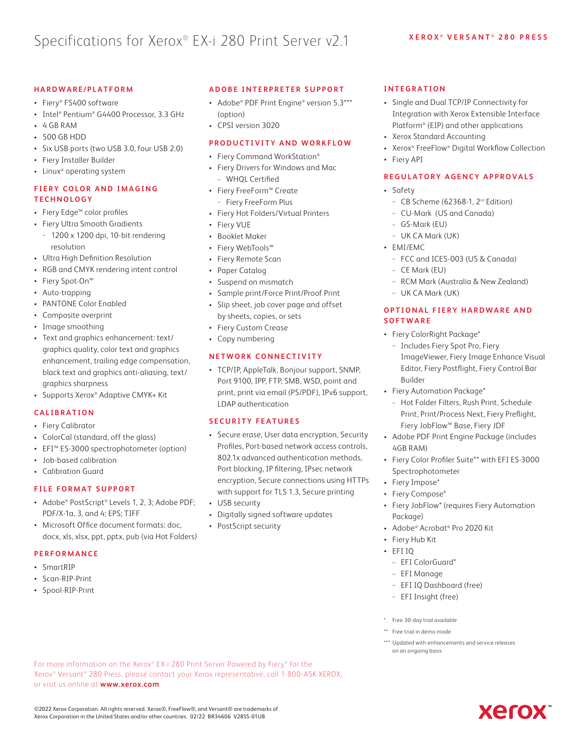# Specifications for Xerox® EX-i 280 Print Server v2.1

XEROX® VERSANT® 280 PRESS

## HARDWARE/PLATFORM

- Fiery® FS400 software
- Intel® Pentium® G4400 Processor, 3.3 GHz
- 4 GB RAM
- 500 GB HDD
- Six USB ports (two USB 3.0, four USB 2.0)
- Fiery Installer Builder
- Linux® operating system

## FIERY COLOR AND IMAGING TECHNOLOGY

- Fiery Edge™ color profiles
- Fiery Ultra Smooth Gradients
  - 1200 x 1200 dpi, 10-bit rendering resolution
- Ultra High Definition Resolution
- RGB and CMYK rendering intent control
- Fiery Spot-On™
- Auto-trapping
- PANTONE Color Enabled
- Composite overprint
- Image smoothing
- Text and graphics enhancement: text/graphics quality, color text and graphics enhancement, trailing edge compensation, black text and graphics anti-aliasing, text/graphics sharpness
- Supports Xerox® Adaptive CMYK+ Kit

## CALIBRATION

- Fiery Calibrator
- ColorCal (standard, off the glass)
- EFI™ ES-3000 spectrophotometer (option)
- Job-based calibration
- Calibration Guard

## FILE FORMAT SUPPORT

- Adobe® PostScript® Levels 1, 2, 3; Adobe PDF; PDF/X-1a, 3, and 4; EPS; TIFF
- Microsoft Office document formats: doc, docx, xls, xlsx, ppt, pptx, pub (via Hot Folders)

## PERFORMANCE

- SmartRIP
- Scan-RIP-Print
- Spool-RIP-Print

## ADOBE INTERPRETER SUPPORT

- Adobe® PDF Print Engine® version 5.3*** (option)
- CPSI version 3020

## PRODUCTIVITY AND WORKFLOW

- Fiery Command WorkStation®
- Fiery Drivers for Windows and Mac
  - WHQL Certified
- Fiery FreeForm™ Create
  - Fiery FreeForm Plus
- Fiery Hot Folders/Virtual Printers
- Fiery VUE
- Booklet Maker
- Fiery WebTools™
- Fiery Remote Scan
- Paper Catalog
- Suspend on mismatch
- Sample print/Force Print/Proof Print
- Slip sheet, job cover page and offset by sheets, copies, or sets
- Fiery Custom Crease
- Copy numbering

## NETWORK CONNECTIVITY

- TCP/IP, AppleTalk, Bonjour support, SNMP, Port 9100, IPP, FTP, SMB, WSD, point and print, print via email (PS/PDF), IPv6 support, LDAP authentication

## SECURITY FEATURES

- Secure erase, User data encryption, Security Profiles, Port-based network access controls, 802.1x advanced authentication methods, Port blocking, IP filtering, IPsec network encryption, Secure connections using HTTPs with support for TLS 1.3, Secure printing
- USB security
- Digitally signed software updates
- PostScript security

## INTEGRATION

- Single and Dual TCP/IP Connectivity for Integration with Xerox Extensible Interface Platform® (EIP) and other applications
- Xerox Standard Accounting
- Xerox® FreeFlow® Digital Workflow Collection
- Fiery API

## REGULATORY AGENCY APPROVALS

- Safety
  - CB Scheme (62368-1, 2nd Edition)
  - CU-Mark (US and Canada)
  - GS-Mark (EU)
  - UK CA Mark (UK)
- EMI/EMC
  - FCC and ICES-003 (US & Canada)
  - CE Mark (EU)
  - RCM Mark (Australia & New Zealand)
  - UK CA Mark (UK)

## OPTIONAL FIERY HARDWARE AND SOFTWARE

- Fiery ColorRight Package*
  - Includes Fiery Spot Pro, Fiery ImageViewer, Fiery Image Enhance Visual Editor, Fiery Postflight, Fiery Control Bar Builder
- Fiery Automation Package*
  - Hot Folder Filters, Rush Print, Schedule Print, Print/Process Next, Fiery Preflight, Fiery JobFlow™ Base, Fiery JDF
- Adobe PDF Print Engine Package (includes 4GB RAM)
- Fiery Color Profiler Suite** with EFI ES-3000 Spectrophotometer
- Fiery Impose*
- Fiery Compose*
- Fiery JobFlow* (requires Fiery Automation Package)
- Adobe® Acrobat® Pro 2020 Kit
- Fiery Hub Kit
- EFI IQ
  - EFI ColorGuard*
  - EFI Manage
  - EFI IQ Dashboard (free)
  - EFI Insight (free)

\* Free 30-day trial available

\** Free trial in demo mode

\*** Updated with enhancements and service releases on an ongoing basis

For more information on the Xerox® EX-i 280 Print Server Powered by Fiery® for the Xerox® Versant® 280 Press, please contact your Xerox representative, call 1-800-ASK-XEROX, or visit us online at **www.xerox.com**.

©2022 Xerox Corporation. All rights reserved. Xerox®, FreeFlow®, and Versant® are trademarks of Xerox Corporation in the United States and/or other countries. 02/22 BR34606 V28SS-01UB

xerox™